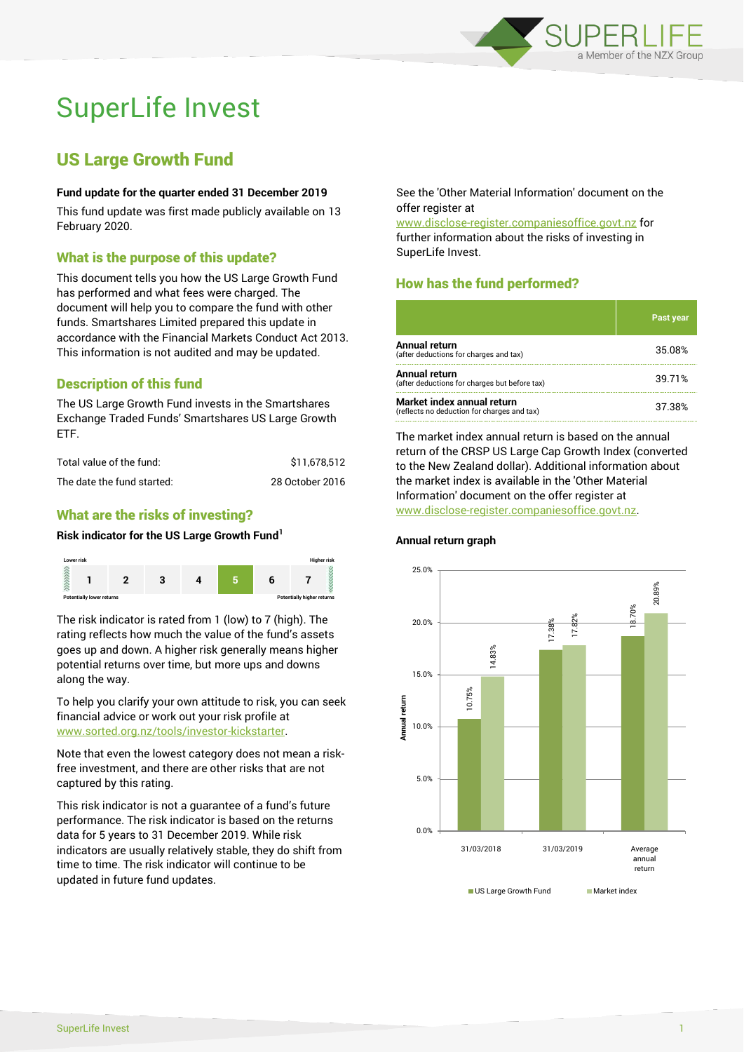# SuperLife Invest

## US Large Growth Fund

**Fund update for the quarter ended 31 December 2019**

This fund update was first made publicly available on 13 February 2020.

### What is the purpose of this update?

This document tells you how the US Large Growth Fund has performed and what fees were charged. The document will help you to compare the fund with other funds. Smartshares Limited prepared this update in accordance with the Financial Markets Conduct Act 2013. This information is not audited and may be updated.

### Description of this fund

The US Large Growth Fund invests in the Smartshares Exchange Traded Funds' Smartshares US Large Growth ETF.

| | |
|---|---|
| Total value of the fund: | $11,678,512 |
| The date the fund started: | 28 October 2016 |

### What are the risks of investing?

**Risk indicator for the US Large Growth Fund[1]**

| Lower risk | | | | | | Higher risk |
|---|---|---|---|---|---|---|
| 1 | 2 | 3 | 4 | **5** | 6 | 7 |
| Potentially lower returns | | | | | | Potentially higher returns |

The risk indicator is rated from 1 (low) to 7 (high). The rating reflects how much the value of the fund's assets goes up and down. A higher risk generally means higher potential returns over time, but more ups and downs along the way.

To help you clarify your own attitude to risk, you can seek financial advice or work out your risk profile at www.sorted.org.nz/tools/investor-kickstarter.

Note that even the lowest category does not mean a risk-free investment, and there are other risks that are not captured by this rating.

This risk indicator is not a guarantee of a fund's future performance. The risk indicator is based on the returns data for 5 years to 31 December 2019. While risk indicators are usually relatively stable, they do shift from time to time. The risk indicator will continue to be updated in future fund updates.

See the 'Other Material Information' document on the offer register at www.disclose-register.companiesoffice.govt.nz for further information about the risks of investing in SuperLife Invest.

### How has the fund performed?

| | Past year |
|---|---|
| **Annual return** (after deductions for charges and tax) | 35.08% |
| **Annual return** (after deductions for charges but before tax) | 39.71% |
| **Market index annual return** (reflects no deduction for charges and tax) | 37.38% |

The market index annual return is based on the annual return of the CRSP US Large Cap Growth Index (converted to the New Zealand dollar). Additional information about the market index is available in the 'Other Material Information' document on the offer register at www.disclose-register.companiesoffice.govt.nz.

**Annual return graph**

| | US Large Growth Fund | Market index |
|---|---|---|
| 31/03/2018 | 10.75% | 14.83% |
| 31/03/2019 | 17.38% | 17.82% |
| Average annual return | 18.70% | 20.89% |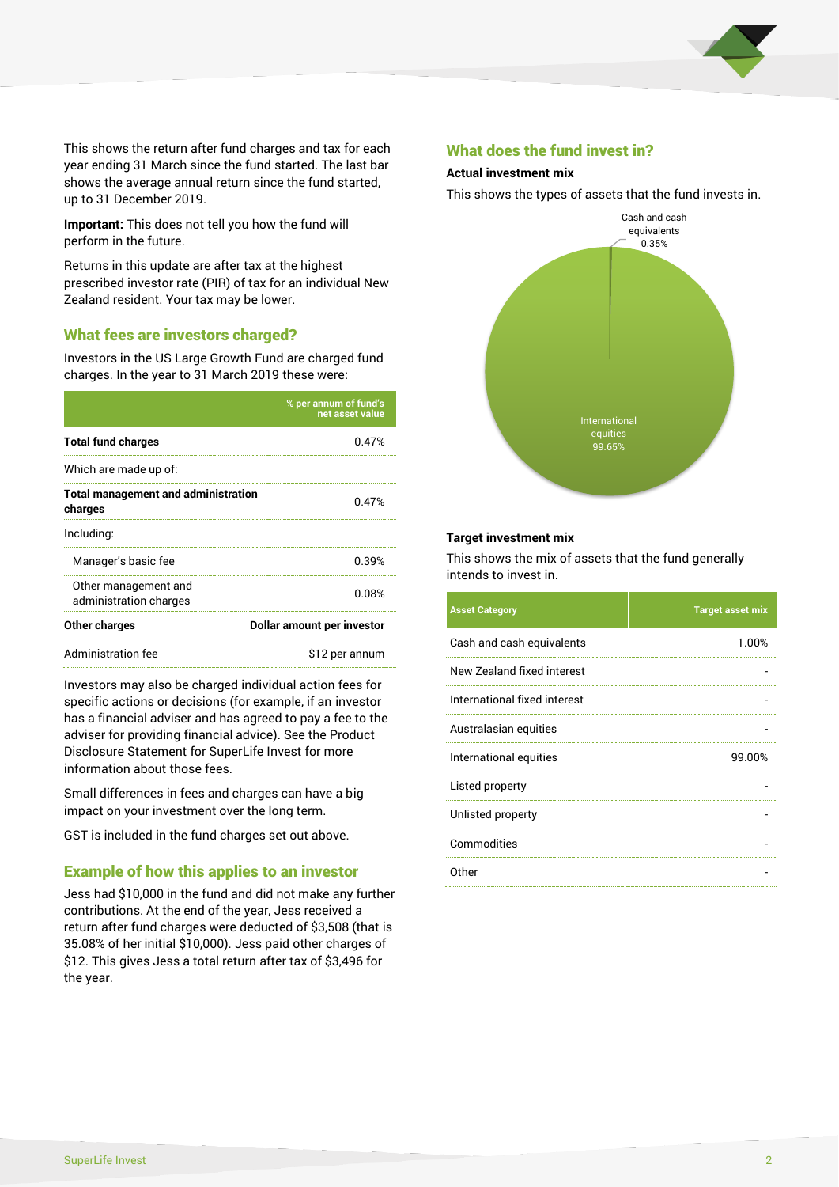This shows the return after fund charges and tax for each year ending 31 March since the fund started. The last bar shows the average annual return since the fund started, up to 31 December 2019.

**Important:** This does not tell you how the fund will perform in the future.

Returns in this update are after tax at the highest prescribed investor rate (PIR) of tax for an individual New Zealand resident. Your tax may be lower.

## What fees are investors charged?

Investors in the US Large Growth Fund are charged fund charges. In the year to 31 March 2019 these were:

| | % per annum of fund's net asset value |
|---|---|
| **Total fund charges** | 0.47% |
| Which are made up of: | |
| **Total management and administration charges** | 0.47% |
| Including: | |
| Manager's basic fee | 0.39% |
| Other management and administration charges | 0.08% |
| **Other charges** | **Dollar amount per investor** |
| Administration fee | $12 per annum |

Investors may also be charged individual action fees for specific actions or decisions (for example, if an investor has a financial adviser and has agreed to pay a fee to the adviser for providing financial advice). See the Product Disclosure Statement for SuperLife Invest for more information about those fees.

Small differences in fees and charges can have a big impact on your investment over the long term.

GST is included in the fund charges set out above.

## Example of how this applies to an investor

Jess had $10,000 in the fund and did not make any further contributions. At the end of the year, Jess received a return after fund charges were deducted of $3,508 (that is 35.08% of her initial $10,000). Jess paid other charges of $12. This gives Jess a total return after tax of $3,496 for the year.

## What does the fund invest in?

### Actual investment mix

This shows the types of assets that the fund invests in.

- Cash and cash equivalents 0.35%
- International equities 99.65%

### Target investment mix

This shows the mix of assets that the fund generally intends to invest in.

| Asset Category | Target asset mix |
|---|---|
| Cash and cash equivalents | 1.00% |
| New Zealand fixed interest | - |
| International fixed interest | - |
| Australasian equities | - |
| International equities | 99.00% |
| Listed property | - |
| Unlisted property | - |
| Commodities | - |
| Other | - |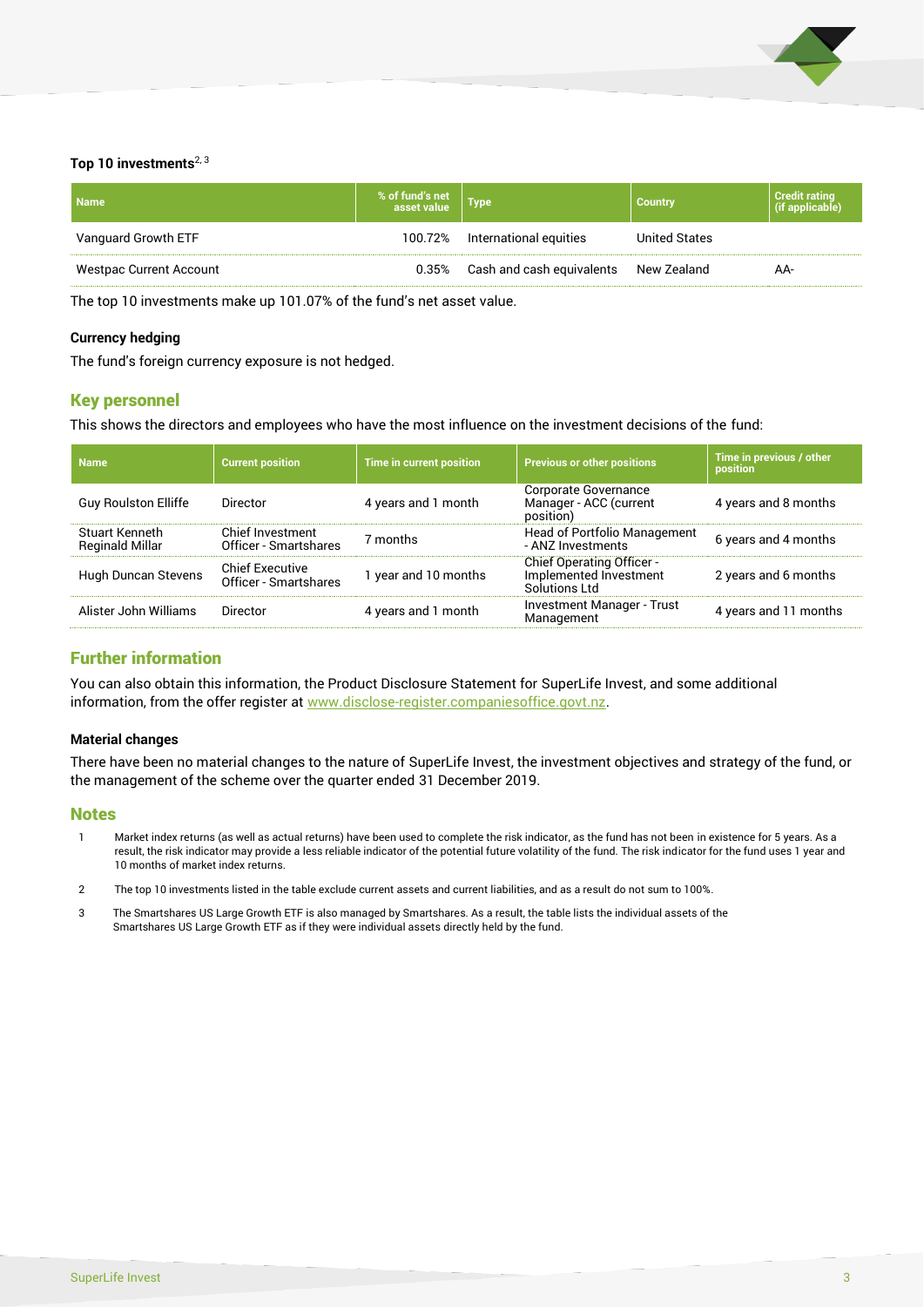### Top 10 investments[2, 3]

| Name | % of fund's net asset value | Type | Country | Credit rating (if applicable) |
| --- | --- | --- | --- | --- |
| Vanguard Growth ETF | 100.72% | International equities | United States | |
| Westpac Current Account | 0.35% | Cash and cash equivalents | New Zealand | AA- |

The top 10 investments make up 101.07% of the fund's net asset value.

#### Currency hedging

The fund's foreign currency exposure is not hedged.

## Key personnel

This shows the directors and employees who have the most influence on the investment decisions of the fund:

| Name | Current position | Time in current position | Previous or other positions | Time in previous / other position |
| --- | --- | --- | --- | --- |
| Guy Roulston Elliffe | Director | 4 years and 1 month | Corporate Governance Manager - ACC (current position) | 4 years and 8 months |
| Stuart Kenneth Reginald Millar | Chief Investment Officer - Smartshares | 7 months | Head of Portfolio Management - ANZ Investments | 6 years and 4 months |
| Hugh Duncan Stevens | Chief Executive Officer - Smartshares | 1 year and 10 months | Chief Operating Officer - Implemented Investment Solutions Ltd | 2 years and 6 months |
| Alister John Williams | Director | 4 years and 1 month | Investment Manager - Trust Management | 4 years and 11 months |

## Further information

You can also obtain this information, the Product Disclosure Statement for SuperLife Invest, and some additional information, from the offer register at www.disclose-register.companiesoffice.govt.nz.

#### Material changes

There have been no material changes to the nature of SuperLife Invest, the investment objectives and strategy of the fund, or the management of the scheme over the quarter ended 31 December 2019.

## Notes

1. Market index returns (as well as actual returns) have been used to complete the risk indicator, as the fund has not been in existence for 5 years. As a result, the risk indicator may provide a less reliable indicator of the potential future volatility of the fund. The risk indicator for the fund uses 1 year and 10 months of market index returns.
2. The top 10 investments listed in the table exclude current assets and current liabilities, and as a result do not sum to 100%.
3. The Smartshares US Large Growth ETF is also managed by Smartshares. As a result, the table lists the individual assets of the Smartshares US Large Growth ETF as if they were individual assets directly held by the fund.